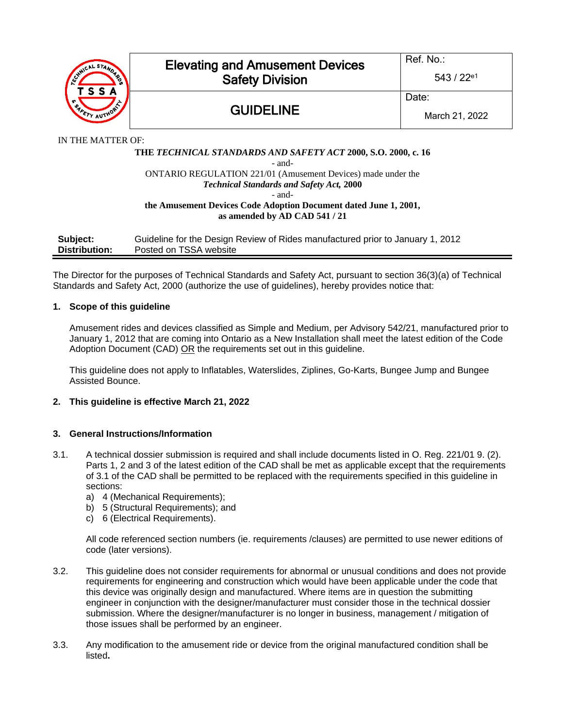| Elevating and Amusement Devices Safety Division | Ref. No.: 543 / 22[e1] |
|---|---|
| GUIDELINE | Date: March 21, 2022 |

IN THE MATTER OF:

**THE *TECHNICAL STANDARDS AND SAFETY ACT* 2000, S.O. 2000, c. 16**

- and-

ONTARIO REGULATION 221/01 (Amusement Devices) made under the ***Technical Standards and Safety Act,* 2000**

- and-

**the Amusement Devices Code Adoption Document dated June 1, 2001, as amended by AD CAD 541 / 21**

**Subject:** Guideline for the Design Review of Rides manufactured prior to January 1, 2012
**Distribution:** Posted on TSSA website

The Director for the purposes of Technical Standards and Safety Act, pursuant to section 36(3)(a) of Technical Standards and Safety Act, 2000 (authorize the use of guidelines), hereby provides notice that:

## 1. Scope of this guideline

Amusement rides and devices classified as Simple and Medium, per Advisory 542/21, manufactured prior to January 1, 2012 that are coming into Ontario as a New Installation shall meet the latest edition of the Code Adoption Document (CAD) OR the requirements set out in this guideline.

This guideline does not apply to Inflatables, Waterslides, Ziplines, Go-Karts, Bungee Jump and Bungee Assisted Bounce.

## 2. This guideline is effective March 21, 2022

## 3. General Instructions/Information

3.1. A technical dossier submission is required and shall include documents listed in O. Reg. 221/01 9. (2). Parts 1, 2 and 3 of the latest edition of the CAD shall be met as applicable except that the requirements of 3.1 of the CAD shall be permitted to be replaced with the requirements specified in this guideline in sections:

a) 4 (Mechanical Requirements);
b) 5 (Structural Requirements); and
c) 6 (Electrical Requirements).

All code referenced section numbers (ie. requirements /clauses) are permitted to use newer editions of code (later versions).

3.2. This guideline does not consider requirements for abnormal or unusual conditions and does not provide requirements for engineering and construction which would have been applicable under the code that this device was originally design and manufactured. Where items are in question the submitting engineer in conjunction with the designer/manufacturer must consider those in the technical dossier submission. Where the designer/manufacturer is no longer in business, management / mitigation of those issues shall be performed by an engineer.

3.3. Any modification to the amusement ride or device from the original manufactured condition shall be listed**.**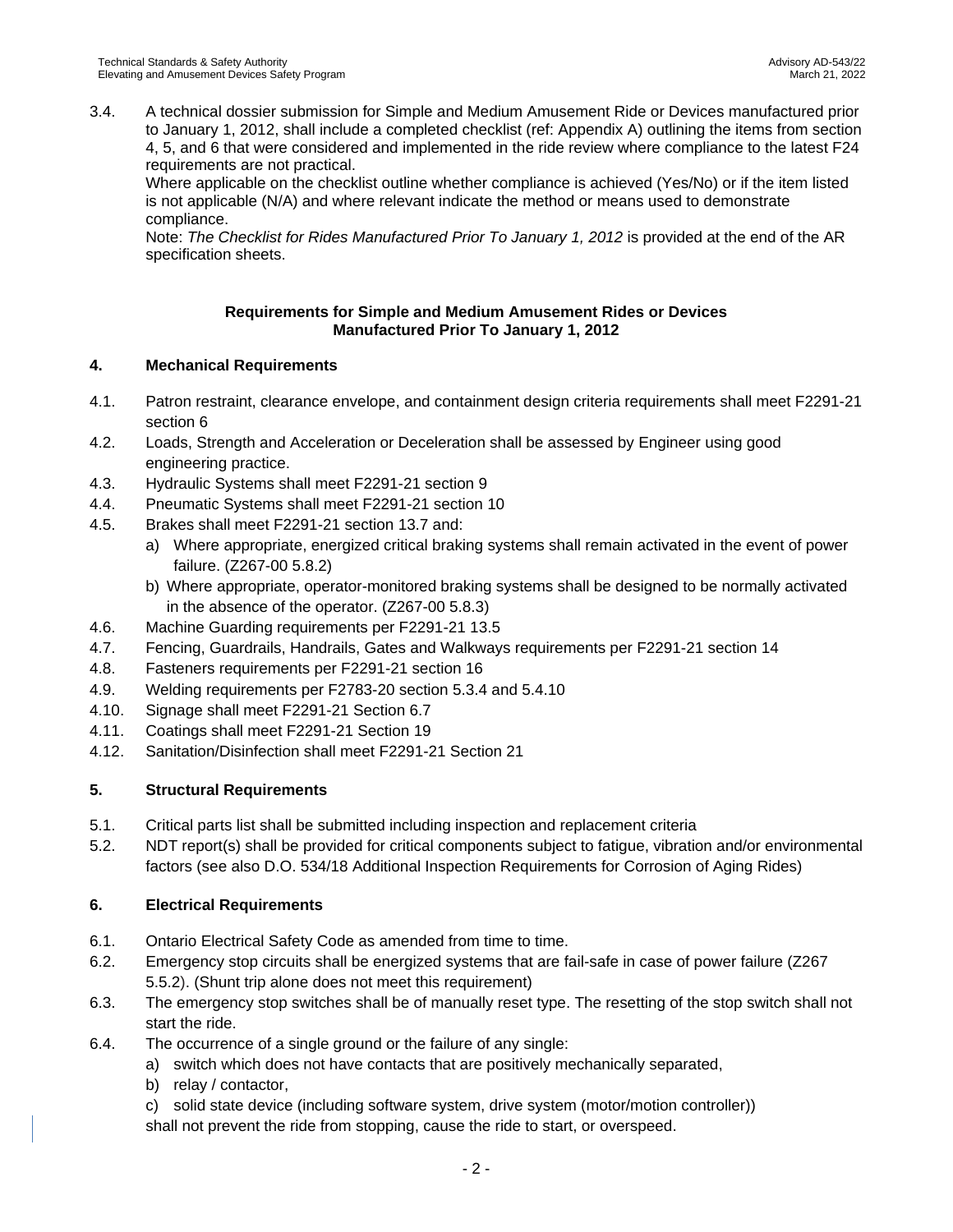3.4. A technical dossier submission for Simple and Medium Amusement Ride or Devices manufactured prior to January 1, 2012, shall include a completed checklist (ref: Appendix A) outlining the items from section 4, 5, and 6 that were considered and implemented in the ride review where compliance to the latest F24 requirements are not practical.
Where applicable on the checklist outline whether compliance is achieved (Yes/No) or if the item listed is not applicable (N/A) and where relevant indicate the method or means used to demonstrate compliance.
Note: *The Checklist for Rides Manufactured Prior To January 1, 2012* is provided at the end of the AR specification sheets.

**Requirements for Simple and Medium Amusement Rides or Devices Manufactured Prior To January 1, 2012**

## 4. Mechanical Requirements

4.1. Patron restraint, clearance envelope, and containment design criteria requirements shall meet F2291-21 section 6
4.2. Loads, Strength and Acceleration or Deceleration shall be assessed by Engineer using good engineering practice.
4.3. Hydraulic Systems shall meet F2291-21 section 9
4.4. Pneumatic Systems shall meet F2291-21 section 10
4.5. Brakes shall meet F2291-21 section 13.7 and:
   a) Where appropriate, energized critical braking systems shall remain activated in the event of power failure. (Z267-00 5.8.2)
   b) Where appropriate, operator-monitored braking systems shall be designed to be normally activated in the absence of the operator. (Z267-00 5.8.3)
4.6. Machine Guarding requirements per F2291-21 13.5
4.7. Fencing, Guardrails, Handrails, Gates and Walkways requirements per F2291-21 section 14
4.8. Fasteners requirements per F2291-21 section 16
4.9. Welding requirements per F2783-20 section 5.3.4 and 5.4.10
4.10. Signage shall meet F2291-21 Section 6.7
4.11. Coatings shall meet F2291-21 Section 19
4.12. Sanitation/Disinfection shall meet F2291-21 Section 21

## 5. Structural Requirements

5.1. Critical parts list shall be submitted including inspection and replacement criteria
5.2. NDT report(s) shall be provided for critical components subject to fatigue, vibration and/or environmental factors (see also D.O. 534/18 Additional Inspection Requirements for Corrosion of Aging Rides)

## 6. Electrical Requirements

6.1. Ontario Electrical Safety Code as amended from time to time.
6.2. Emergency stop circuits shall be energized systems that are fail-safe in case of power failure (Z267 5.5.2). (Shunt trip alone does not meet this requirement)
6.3. The emergency stop switches shall be of manually reset type. The resetting of the stop switch shall not start the ride.
6.4. The occurrence of a single ground or the failure of any single:
   a) switch which does not have contacts that are positively mechanically separated,
   b) relay / contactor,
   c) solid state device (including software system, drive system (motor/motion controller))

   shall not prevent the ride from stopping, cause the ride to start, or overspeed.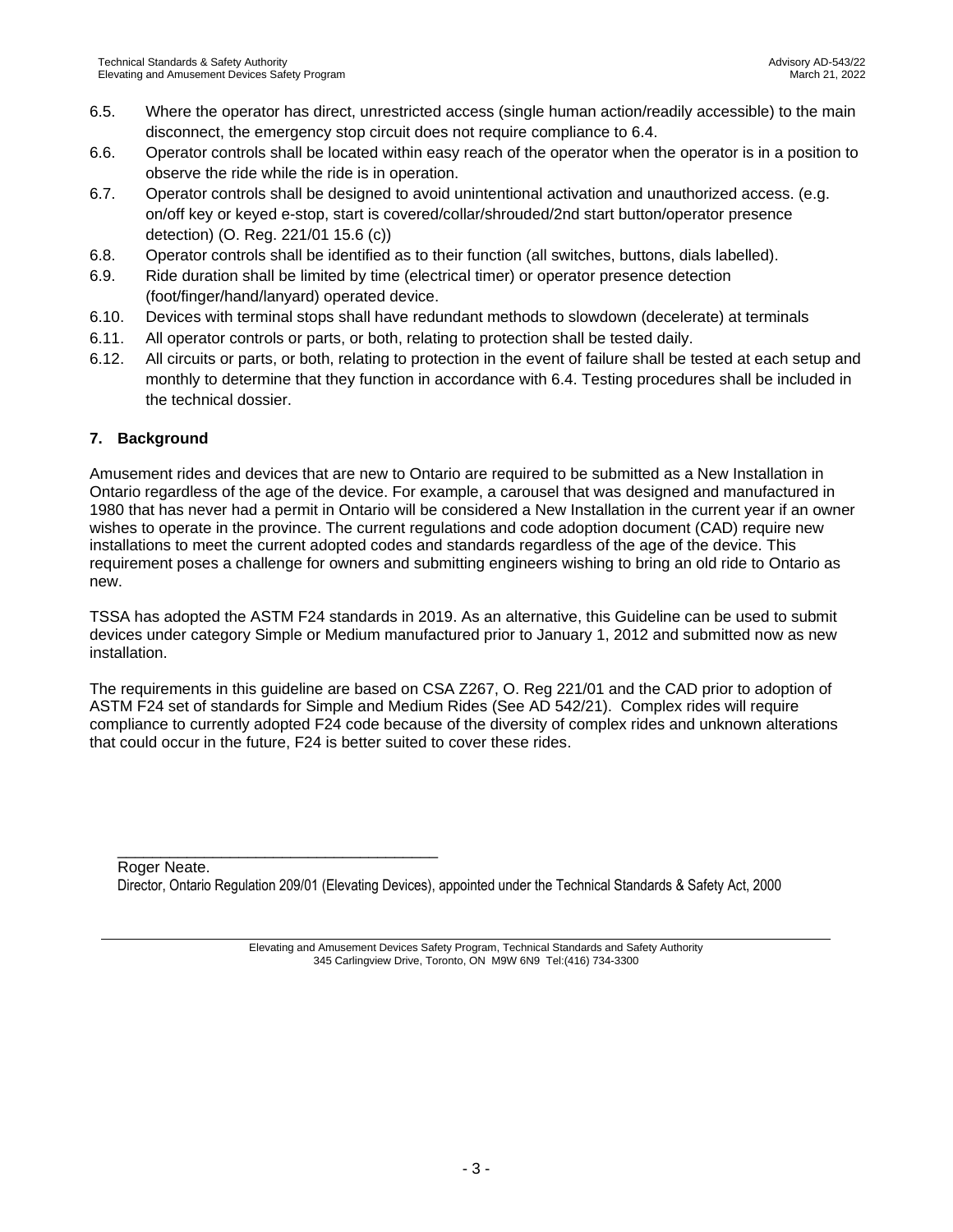6.5. Where the operator has direct, unrestricted access (single human action/readily accessible) to the main disconnect, the emergency stop circuit does not require compliance to 6.4.

6.6. Operator controls shall be located within easy reach of the operator when the operator is in a position to observe the ride while the ride is in operation.

6.7. Operator controls shall be designed to avoid unintentional activation and unauthorized access. (e.g. on/off key or keyed e-stop, start is covered/collar/shrouded/2nd start button/operator presence detection) (O. Reg. 221/01 15.6 (c))

6.8. Operator controls shall be identified as to their function (all switches, buttons, dials labelled).

6.9. Ride duration shall be limited by time (electrical timer) or operator presence detection (foot/finger/hand/lanyard) operated device.

6.10. Devices with terminal stops shall have redundant methods to slowdown (decelerate) at terminals

6.11. All operator controls or parts, or both, relating to protection shall be tested daily.

6.12. All circuits or parts, or both, relating to protection in the event of failure shall be tested at each setup and monthly to determine that they function in accordance with 6.4. Testing procedures shall be included in the technical dossier.

## 7. Background

Amusement rides and devices that are new to Ontario are required to be submitted as a New Installation in Ontario regardless of the age of the device. For example, a carousel that was designed and manufactured in 1980 that has never had a permit in Ontario will be considered a New Installation in the current year if an owner wishes to operate in the province. The current regulations and code adoption document (CAD) require new installations to meet the current adopted codes and standards regardless of the age of the device. This requirement poses a challenge for owners and submitting engineers wishing to bring an old ride to Ontario as new.

TSSA has adopted the ASTM F24 standards in 2019. As an alternative, this Guideline can be used to submit devices under category Simple or Medium manufactured prior to January 1, 2012 and submitted now as new installation.

The requirements in this guideline are based on CSA Z267, O. Reg 221/01 and the CAD prior to adoption of ASTM F24 set of standards for Simple and Medium Rides (See AD 542/21). Complex rides will require compliance to currently adopted F24 code because of the diversity of complex rides and unknown alterations that could occur in the future, F24 is better suited to cover these rides.

\_\_\_\_\_\_\_\_\_\_\_\_\_\_\_\_\_\_\_\_\_\_\_\_\_\_\_\_\_\_\_\_\_\_\_\_\_\_

Roger Neate.

Director, Ontario Regulation 209/01 (Elevating Devices), appointed under the Technical Standards & Safety Act, 2000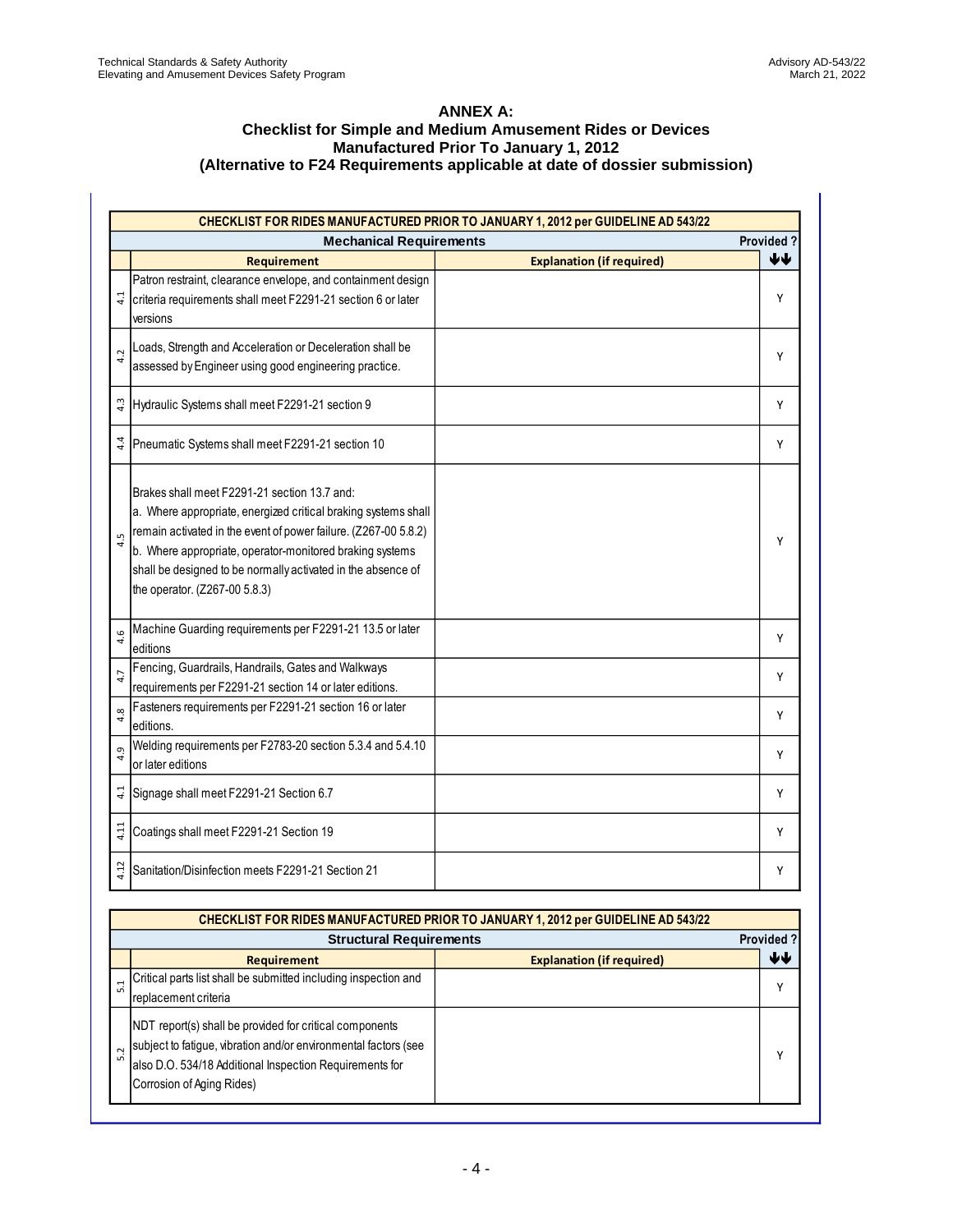## ANNEX A:
### Checklist for Simple and Medium Amusement Rides or Devices Manufactured Prior To January 1, 2012
### (Alternative to F24 Requirements applicable at date of dossier submission)

**CHECKLIST FOR RIDES MANUFACTURED PRIOR TO JANUARY 1, 2012 per GUIDELINE AD 543/22**

**Mechanical Requirements**

| | Requirement | Explanation (if required) | Provided ? ↓↓ |
|---|---|---|---|
| 4.1 | Patron restraint, clearance envelope, and containment design criteria requirements shall meet F2291-21 section 6 or later versions | | Y |
| 4.2 | Loads, Strength and Acceleration or Deceleration shall be assessed by Engineer using good engineering practice. | | Y |
| 4.3 | Hydraulic Systems shall meet F2291-21 section 9 | | Y |
| 4.4 | Pneumatic Systems shall meet F2291-21 section 10 | | Y |
| 4.5 | Brakes shall meet F2291-21 section 13.7 and:<br>a. Where appropriate, energized critical braking systems shall remain activated in the event of power failure. (Z267-00 5.8.2)<br>b. Where appropriate, operator-monitored braking systems shall be designed to be normally activated in the absence of the operator. (Z267-00 5.8.3) | | Y |
| 4.6 | Machine Guarding requirements per F2291-21 13.5 or later editions | | Y |
| 4.7 | Fencing, Guardrails, Handrails, Gates and Walkways requirements per F2291-21 section 14 or later editions. | | Y |
| 4.8 | Fasteners requirements per F2291-21 section 16 or later editions. | | Y |
| 4.9 | Welding requirements per F2783-20 section 5.3.4 and 5.4.10 or later editions | | Y |
| 4.1 | Signage shall meet F2291-21 Section 6.7 | | Y |
| 4.11 | Coatings shall meet F2291-21 Section 19 | | Y |
| 4.12 | Sanitation/Disinfection meets F2291-21 Section 21 | | Y |

**CHECKLIST FOR RIDES MANUFACTURED PRIOR TO JANUARY 1, 2012 per GUIDELINE AD 543/22**

**Structural Requirements**

| | Requirement | Explanation (if required) | Provided ? ↓↓ |
|---|---|---|---|
| 5.1 | Critical parts list shall be submitted including inspection and replacement criteria | | Y |
| 5.2 | NDT report(s) shall be provided for critical components subject to fatigue, vibration and/or environmental factors (see also D.O. 534/18 Additional Inspection Requirements for Corrosion of Aging Rides) | | Y |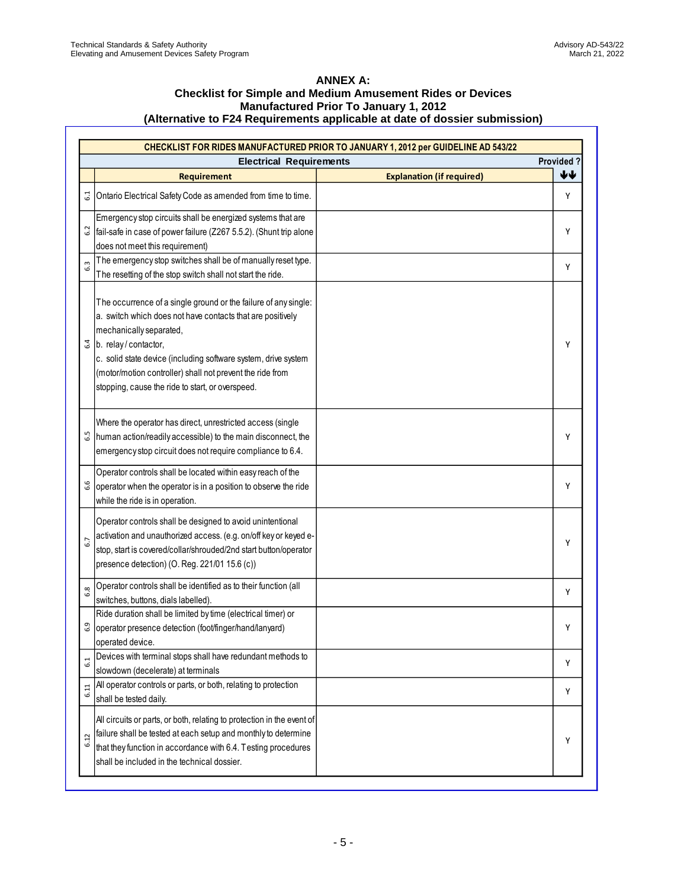## ANNEX A:
## Checklist for Simple and Medium Amusement Rides or Devices Manufactured Prior To January 1, 2012
## (Alternative to F24 Requirements applicable at date of dossier submission)

| CHECKLIST FOR RIDES MANUFACTURED PRIOR TO JANUARY 1, 2012 per GUIDELINE AD 543/22 | | | |
|---|---|---|---|
| **Electrical Requirements** | | | **Provided ?** |
| | **Requirement** | **Explanation (if required)** | ↓↓ |
| 6.1 | Ontario Electrical Safety Code as amended from time to time. | | Y |
| 6.2 | Emergency stop circuits shall be energized systems that are fail-safe in case of power failure (Z267 5.5.2). (Shunt trip alone does not meet this requirement) | | Y |
| 6.3 | The emergency stop switches shall be of manually reset type. The resetting of the stop switch shall not start the ride. | | Y |
| 6.4 | The occurrence of a single ground or the failure of any single:<br>a. switch which does not have contacts that are positively mechanically separated,<br>b. relay / contactor,<br>c. solid state device (including software system, drive system (motor/motion controller) shall not prevent the ride from stopping, cause the ride to start, or overspeed. | | Y |
| 6.5 | Where the operator has direct, unrestricted access (single human action/readily accessible) to the main disconnect, the emergency stop circuit does not require compliance to 6.4. | | Y |
| 6.6 | Operator controls shall be located within easy reach of the operator when the operator is in a position to observe the ride while the ride is in operation. | | Y |
| 6.7 | Operator controls shall be designed to avoid unintentional activation and unauthorized access. (e.g. on/off key or keyed e-stop, start is covered/collar/shrouded/2nd start button/operator presence detection) (O. Reg. 221/01 15.6 (c)) | | Y |
| 6.8 | Operator controls shall be identified as to their function (all switches, buttons, dials labelled). | | Y |
| 6.9 | Ride duration shall be limited by time (electrical timer) or operator presence detection (foot/finger/hand/lanyard) operated device. | | Y |
| 6.1 | Devices with terminal stops shall have redundant methods to slowdown (decelerate) at terminals | | Y |
| 6.11 | All operator controls or parts, or both, relating to protection shall be tested daily. | | Y |
| 6.12 | All circuits or parts, or both, relating to protection in the event of failure shall be tested at each setup and monthly to determine that they function in accordance with 6.4. Testing procedures shall be included in the technical dossier. | | Y |